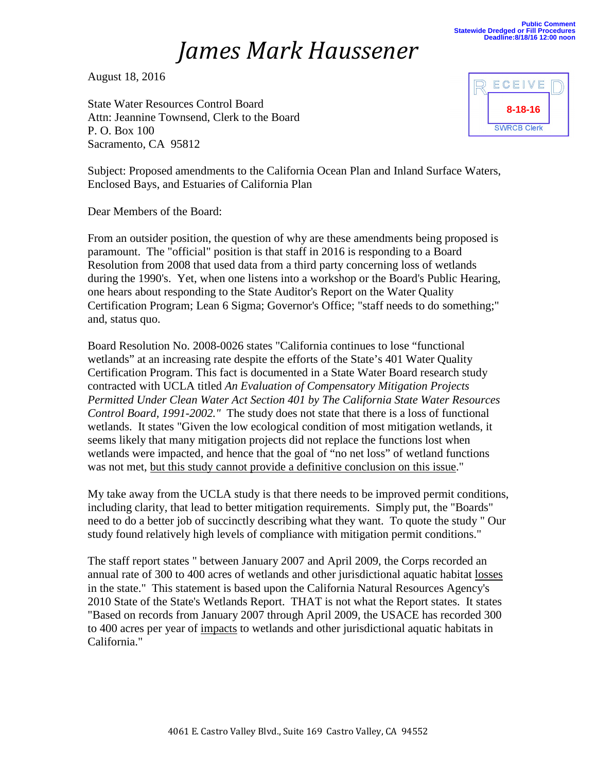Public Comment
Statewide Dredged or Fill Procedures
Deadline:8/18/16 12:00 noon

# *James Mark Haussener*

August 18, 2016

RECEIVED
8-18-16
SWRCB Clerk

State Water Resources Control Board
Attn: Jeannine Townsend, Clerk to the Board
P. O. Box 100
Sacramento, CA 95812

Subject: Proposed amendments to the California Ocean Plan and Inland Surface Waters, Enclosed Bays, and Estuaries of California Plan

Dear Members of the Board:

From an outsider position, the question of why are these amendments being proposed is paramount. The "official" position is that staff in 2016 is responding to a Board Resolution from 2008 that used data from a third party concerning loss of wetlands during the 1990's. Yet, when one listens into a workshop or the Board's Public Hearing, one hears about responding to the State Auditor's Report on the Water Quality Certification Program; Lean 6 Sigma; Governor's Office; "staff needs to do something;" and, status quo.

Board Resolution No. 2008-0026 states "California continues to lose "functional wetlands" at an increasing rate despite the efforts of the State's 401 Water Quality Certification Program. This fact is documented in a State Water Board research study contracted with UCLA titled *An Evaluation of Compensatory Mitigation Projects Permitted Under Clean Water Act Section 401 by The California State Water Resources Control Board, 1991-2002."* The study does not state that there is a loss of functional wetlands. It states "Given the low ecological condition of most mitigation wetlands, it seems likely that many mitigation projects did not replace the functions lost when wetlands were impacted, and hence that the goal of "no net loss" of wetland functions was not met, <u>but this study cannot provide a definitive conclusion on this issue</u>."

My take away from the UCLA study is that there needs to be improved permit conditions, including clarity, that lead to better mitigation requirements. Simply put, the "Boards" need to do a better job of succinctly describing what they want. To quote the study " Our study found relatively high levels of compliance with mitigation permit conditions."

The staff report states " between January 2007 and April 2009, the Corps recorded an annual rate of 300 to 400 acres of wetlands and other jurisdictional aquatic habitat <u>losses</u> in the state." This statement is based upon the California Natural Resources Agency's 2010 State of the State's Wetlands Report. THAT is not what the Report states. It states "Based on records from January 2007 through April 2009, the USACE has recorded 300 to 400 acres per year of <u>impacts</u> to wetlands and other jurisdictional aquatic habitats in California."

4061 E. Castro Valley Blvd., Suite 169 Castro Valley, CA 94552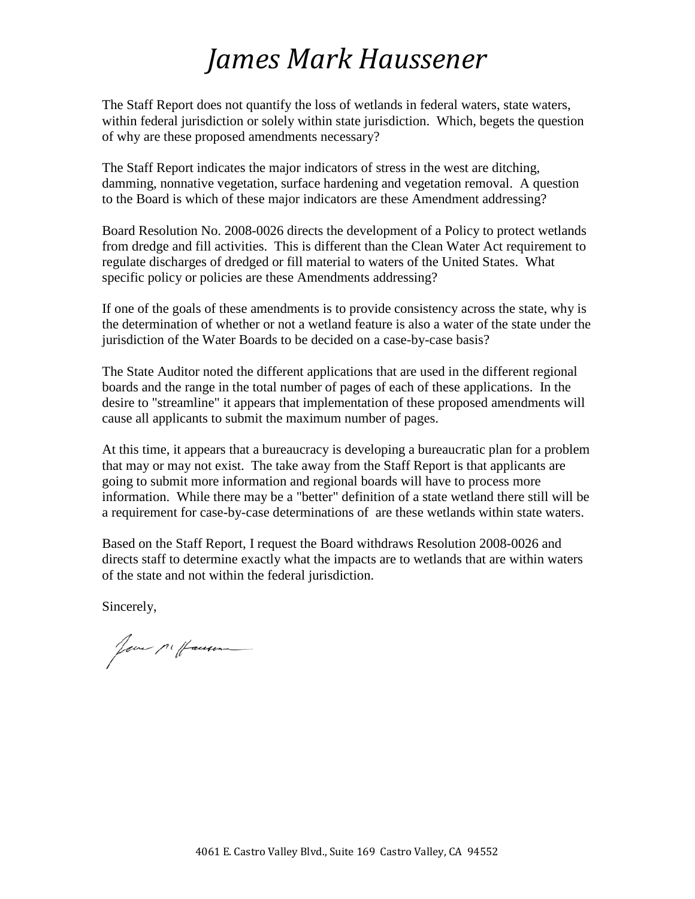# *James Mark Haussener*

The Staff Report does not quantify the loss of wetlands in federal waters, state waters, within federal jurisdiction or solely within state jurisdiction. Which, begets the question of why are these proposed amendments necessary?

The Staff Report indicates the major indicators of stress in the west are ditching, damming, nonnative vegetation, surface hardening and vegetation removal. A question to the Board is which of these major indicators are these Amendment addressing?

Board Resolution No. 2008-0026 directs the development of a Policy to protect wetlands from dredge and fill activities. This is different than the Clean Water Act requirement to regulate discharges of dredged or fill material to waters of the United States. What specific policy or policies are these Amendments addressing?

If one of the goals of these amendments is to provide consistency across the state, why is the determination of whether or not a wetland feature is also a water of the state under the jurisdiction of the Water Boards to be decided on a case-by-case basis?

The State Auditor noted the different applications that are used in the different regional boards and the range in the total number of pages of each of these applications. In the desire to "streamline" it appears that implementation of these proposed amendments will cause all applicants to submit the maximum number of pages.

At this time, it appears that a bureaucracy is developing a bureaucratic plan for a problem that may or may not exist. The take away from the Staff Report is that applicants are going to submit more information and regional boards will have to process more information. While there may be a "better" definition of a state wetland there still will be a requirement for case-by-case determinations of are these wetlands within state waters.

Based on the Staff Report, I request the Board withdraws Resolution 2008-0026 and directs staff to determine exactly what the impacts are to wetlands that are within waters of the state and not within the federal jurisdiction.

Sincerely,

4061 E. Castro Valley Blvd., Suite 169 Castro Valley, CA 94552